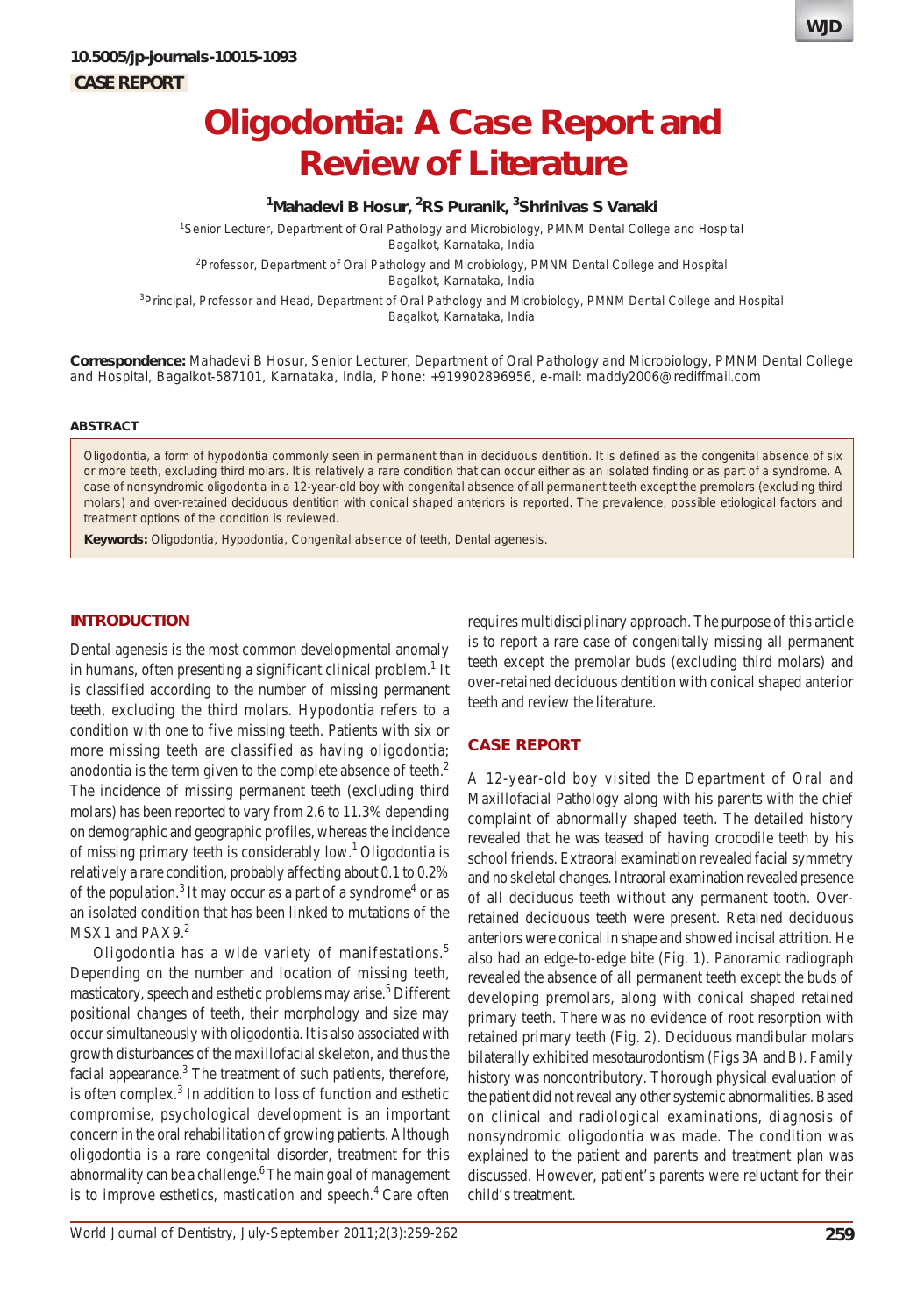10.5005/jp-journals-10015-1093

**CASE REPORT**

# Oligodontia: A Case Report and Review of Literature

[1]Mahadevi B Hosur, [2]RS Puranik, [3]Shrinivas S Vanaki

[1]Senior Lecturer, Department of Oral Pathology and Microbiology, PMNM Dental College and Hospital Bagalkot, Karnataka, India

[2]Professor, Department of Oral Pathology and Microbiology, PMNM Dental College and Hospital Bagalkot, Karnataka, India

[3]Principal, Professor and Head, Department of Oral Pathology and Microbiology, PMNM Dental College and Hospital Bagalkot, Karnataka, India

**Correspondence:** Mahadevi B Hosur, Senior Lecturer, Department of Oral Pathology and Microbiology, PMNM Dental College and Hospital, Bagalkot-587101, Karnataka, India, Phone: +919902896956, e-mail: maddy2006@rediffmail.com

## ABSTRACT

Oligodontia, a form of hypodontia commonly seen in permanent than in deciduous dentition. It is defined as the congenital absence of six or more teeth, excluding third molars. It is relatively a rare condition that can occur either as an isolated finding or as part of a syndrome. A case of nonsyndromic oligodontia in a 12-year-old boy with congenital absence of all permanent teeth except the premolars (excluding third molars) and over-retained deciduous dentition with conical shaped anteriors is reported. The prevalence, possible etiological factors and treatment options of the condition is reviewed.

**Keywords:** Oligodontia, Hypodontia, Congenital absence of teeth, Dental agenesis.

## INTRODUCTION

Dental agenesis is the most common developmental anomaly in humans, often presenting a significant clinical problem.[1] It is classified according to the number of missing permanent teeth, excluding the third molars. Hypodontia refers to a condition with one to five missing teeth. Patients with six or more missing teeth are classified as having oligodontia; anodontia is the term given to the complete absence of teeth.[2] The incidence of missing permanent teeth (excluding third molars) has been reported to vary from 2.6 to 11.3% depending on demographic and geographic profiles, whereas the incidence of missing primary teeth is considerably low.[1] Oligodontia is relatively a rare condition, probably affecting about 0.1 to 0.2% of the population.[3] It may occur as a part of a syndrome[4] or as an isolated condition that has been linked to mutations of the MSX1 and PAX9.[2]

Oligodontia has a wide variety of manifestations.[5] Depending on the number and location of missing teeth, masticatory, speech and esthetic problems may arise.[5] Different positional changes of teeth, their morphology and size may occur simultaneously with oligodontia. It is also associated with growth disturbances of the maxillofacial skeleton, and thus the facial appearance.[3] The treatment of such patients, therefore, is often complex.[3] In addition to loss of function and esthetic compromise, psychological development is an important concern in the oral rehabilitation of growing patients. Although oligodontia is a rare congenital disorder, treatment for this abnormality can be a challenge.[6] The main goal of management is to improve esthetics, mastication and speech.[4] Care often requires multidisciplinary approach. The purpose of this article is to report a rare case of congenitally missing all permanent teeth except the premolar buds (excluding third molars) and over-retained deciduous dentition with conical shaped anterior teeth and review the literature.

## CASE REPORT

A 12-year-old boy visited the Department of Oral and Maxillofacial Pathology along with his parents with the chief complaint of abnormally shaped teeth. The detailed history revealed that he was teased of having crocodile teeth by his school friends. Extraoral examination revealed facial symmetry and no skeletal changes. Intraoral examination revealed presence of all deciduous teeth without any permanent tooth. Over-retained deciduous teeth were present. Retained deciduous anteriors were conical in shape and showed incisal attrition. He also had an edge-to-edge bite (Fig. 1). Panoramic radiograph revealed the absence of all permanent teeth except the buds of developing premolars, along with conical shaped retained primary teeth. There was no evidence of root resorption with retained primary teeth (Fig. 2). Deciduous mandibular molars bilaterally exhibited mesotaurodontism (Figs 3A and B). Family history was noncontributory. Thorough physical evaluation of the patient did not reveal any other systemic abnormalities. Based on clinical and radiological examinations, diagnosis of nonsyndromic oligodontia was made. The condition was explained to the patient and parents and treatment plan was discussed. However, patient's parents were reluctant for their child's treatment.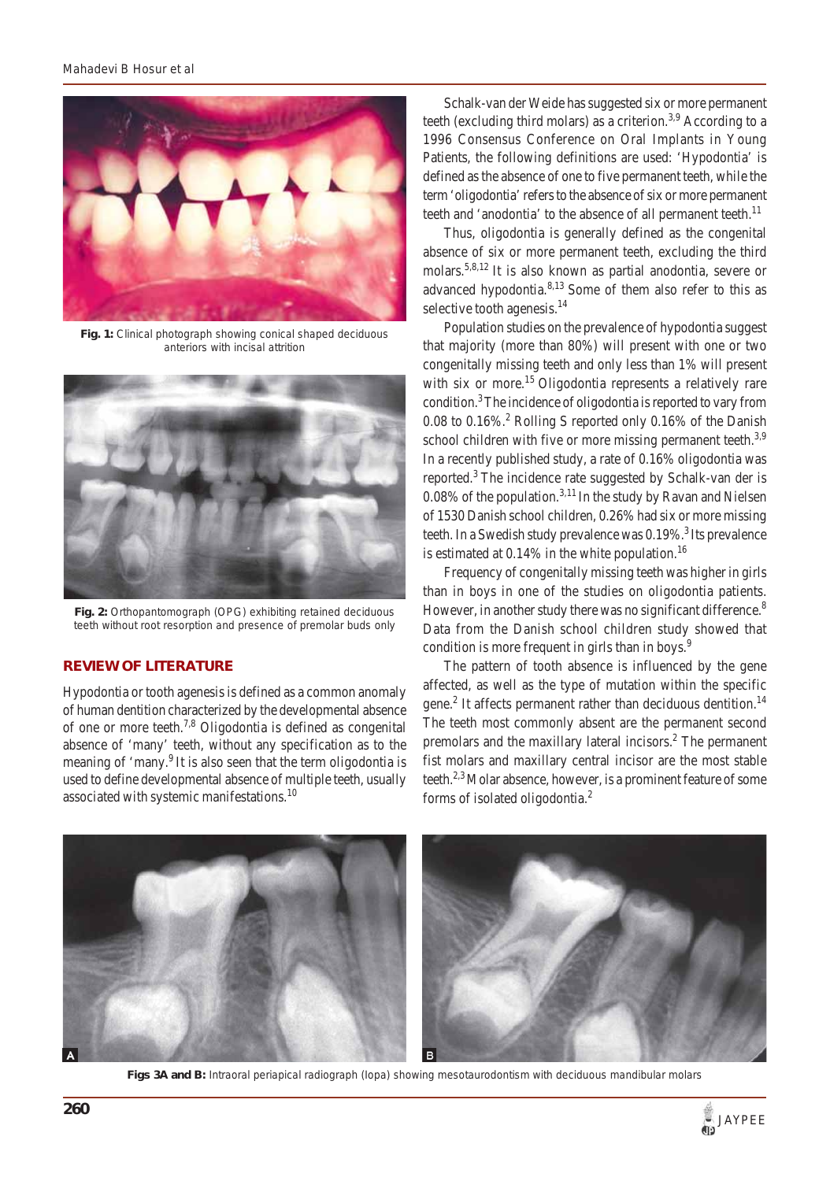Fig. 1: Clinical photograph showing conical shaped deciduous anteriors with incisal attrition

Fig. 2: Orthopantomograph (OPG) exhibiting retained deciduous teeth without root resorption and presence of premolar buds only

## REVIEW OF LITERATURE

Hypodontia or tooth agenesis is defined as a common anomaly of human dentition characterized by the developmental absence of one or more teeth.[7,8] Oligodontia is defined as congenital absence of 'many' teeth, without any specification as to the meaning of 'many.[9] It is also seen that the term oligodontia is used to define developmental absence of multiple teeth, usually associated with systemic manifestations.[10]

Schalk-van der Weide has suggested six or more permanent teeth (excluding third molars) as a criterion.[3,9] According to a 1996 Consensus Conference on Oral Implants in Young Patients, the following definitions are used: 'Hypodontia' is defined as the absence of one to five permanent teeth, while the term 'oligodontia' refers to the absence of six or more permanent teeth and 'anodontia' to the absence of all permanent teeth.[11]

Thus, oligodontia is generally defined as the congenital absence of six or more permanent teeth, excluding the third molars.[5,8,12] It is also known as partial anodontia, severe or advanced hypodontia.[8,13] Some of them also refer to this as selective tooth agenesis.[14]

Population studies on the prevalence of hypodontia suggest that majority (more than 80%) will present with one or two congenitally missing teeth and only less than 1% will present with six or more.[15] Oligodontia represents a relatively rare condition.[3] The incidence of oligodontia is reported to vary from 0.08 to 0.16%.[2] Rolling S reported only 0.16% of the Danish school children with five or more missing permanent teeth.[3,9] In a recently published study, a rate of 0.16% oligodontia was reported.[3] The incidence rate suggested by Schalk-van der is 0.08% of the population.[3,11] In the study by Ravan and Nielsen of 1530 Danish school children, 0.26% had six or more missing teeth. In a Swedish study prevalence was 0.19%.[3] Its prevalence is estimated at 0.14% in the white population.[16]

Frequency of congenitally missing teeth was higher in girls than in boys in one of the studies on oligodontia patients. However, in another study there was no significant difference.[8] Data from the Danish school children study showed that condition is more frequent in girls than in boys.[9]

The pattern of tooth absence is influenced by the gene affected, as well as the type of mutation within the specific gene.[2] It affects permanent rather than deciduous dentition.[14] The teeth most commonly absent are the permanent second premolars and the maxillary lateral incisors.[2] The permanent fist molars and maxillary central incisor are the most stable teeth.[2,3] Molar absence, however, is a prominent feature of some forms of isolated oligodontia.[2]

Figs 3A and B: Intraoral periapical radiograph (Iopa) showing mesotaurodontism with deciduous mandibular molars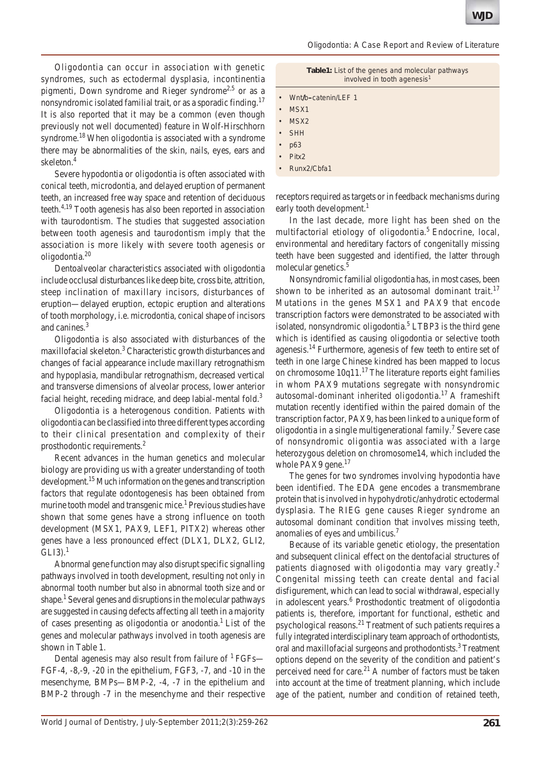Oligodontia can occur in association with genetic syndromes, such as ectodermal dysplasia, incontinentia pigmenti, Down syndrome and Rieger syndrome[2,5] or as a nonsyndromic isolated familial trait, or as a sporadic finding.[17] It is also reported that it may be a common (even though previously not well documented) feature in Wolf-Hirschhorn syndrome.[18] When oligodontia is associated with a syndrome there may be abnormalities of the skin, nails, eyes, ears and skeleton.[4]

Severe hypodontia or oligodontia is often associated with conical teeth, microdontia, and delayed eruption of permanent teeth, an increased free way space and retention of deciduous teeth.[4,19] Tooth agenesis has also been reported in association with taurodontism. The studies that suggested association between tooth agenesis and taurodontism imply that the association is more likely with severe tooth agenesis or oligodontia.[20]

Dentoalveolar characteristics associated with oligodontia include occlusal disturbances like deep bite, cross bite, attrition, steep inclination of maxillary incisors, disturbances of eruption—delayed eruption, ectopic eruption and alterations of tooth morphology, i.e. microdontia, conical shape of incisors and canines.[3]

Oligodontia is also associated with disturbances of the maxillofacial skeleton.[3] Characteristic growth disturbances and changes of facial appearance include maxillary retrognathism and hypoplasia, mandibular retrognathism, decreased vertical and transverse dimensions of alveolar process, lower anterior facial height, receding midrace, and deep labial-mental fold.[3]

Oligodontia is a heterogenous condition. Patients with oligodontia can be classified into three different types according to their clinical presentation and complexity of their prosthodontic requirements.[2]

Recent advances in the human genetics and molecular biology are providing us with a greater understanding of tooth development.[15] Much information on the genes and transcription factors that regulate odontogenesis has been obtained from murine tooth model and transgenic mice.[1] Previous studies have shown that some genes have a strong influence on tooth development (MSX1, PAX9, LEF1, PITX2) whereas other genes have a less pronounced effect (DLX1, DLX2, GLI2, GLI3).[1]

Abnormal gene function may also disrupt specific signalling pathways involved in tooth development, resulting not only in abnormal tooth number but also in abnormal tooth size and or shape.[1] Several genes and disruptions in the molecular pathways are suggested in causing defects affecting all teeth in a majority of cases presenting as oligodontia or anodontia.[1] List of the genes and molecular pathways involved in tooth agenesis are shown in Table 1.

Dental agenesis may also result from failure of [1] FGFs—FGF-4, -8,-9, -20 in the epithelium, FGF3, -7, and -10 in the mesenchyme, BMPs—BMP-2, -4, -7 in the epithelium and BMP-2 through -7 in the mesenchyme and their respective receptors required as targets or in feedback mechanisms during early tooth development.[1]

**Table 1:** List of the genes and molecular pathways involved in tooth agenesis[1]

- Wnt/b–catenin/LEF 1
- MSX1
- MSX2
- SHH
- p63
- Pitx2
- Runx2/Cbfa1

In the last decade, more light has been shed on the multifactorial etiology of oligodontia.[5] Endocrine, local, environmental and hereditary factors of congenitally missing teeth have been suggested and identified, the latter through molecular genetics.[5]

Nonsyndromic familial oligodontia has, in most cases, been shown to be inherited as an autosomal dominant trait.[17] Mutations in the genes MSX1 and PAX9 that encode transcription factors were demonstrated to be associated with isolated, nonsyndromic oligodontia.[5] LTBP3 is the third gene which is identified as causing oligodontia or selective tooth agenesis.[14] Furthermore, agenesis of few teeth to entire set of teeth in one large Chinese kindred has been mapped to locus on chromosome 10q11.[17] The literature reports eight families in whom PAX9 mutations segregate with nonsyndromic autosomal-dominant inherited oligodontia.[17] A frameshift mutation recently identified within the paired domain of the transcription factor, PAX9, has been linked to a unique form of oligodontia in a single multigenerational family.[7] Severe case of nonsyndromic oligontia was associated with a large heterozygous deletion on chromosome14, which included the whole PAX9 gene.[17]

The genes for two syndromes involving hypodontia have been identified. The EDA gene encodes a transmembrane protein that is involved in hypohydrotic/anhydrotic ectodermal dysplasia. The RIEG gene causes Rieger syndrome an autosomal dominant condition that involves missing teeth, anomalies of eyes and umbilicus.[7]

Because of its variable genetic etiology, the presentation and subsequent clinical effect on the dentofacial structures of patients diagnosed with oligodontia may vary greatly.[2] Congenital missing teeth can create dental and facial disfigurement, which can lead to social withdrawal, especially in adolescent years.[6] Prosthodontic treatment of oligodontia patients is, therefore, important for functional, esthetic and psychological reasons.[21] Treatment of such patients requires a fully integrated interdisciplinary team approach of orthodontists, oral and maxillofacial surgeons and prothodontists.[3] Treatment options depend on the severity of the condition and patient's perceived need for care.[21] A number of factors must be taken into account at the time of treatment planning, which include age of the patient, number and condition of retained teeth,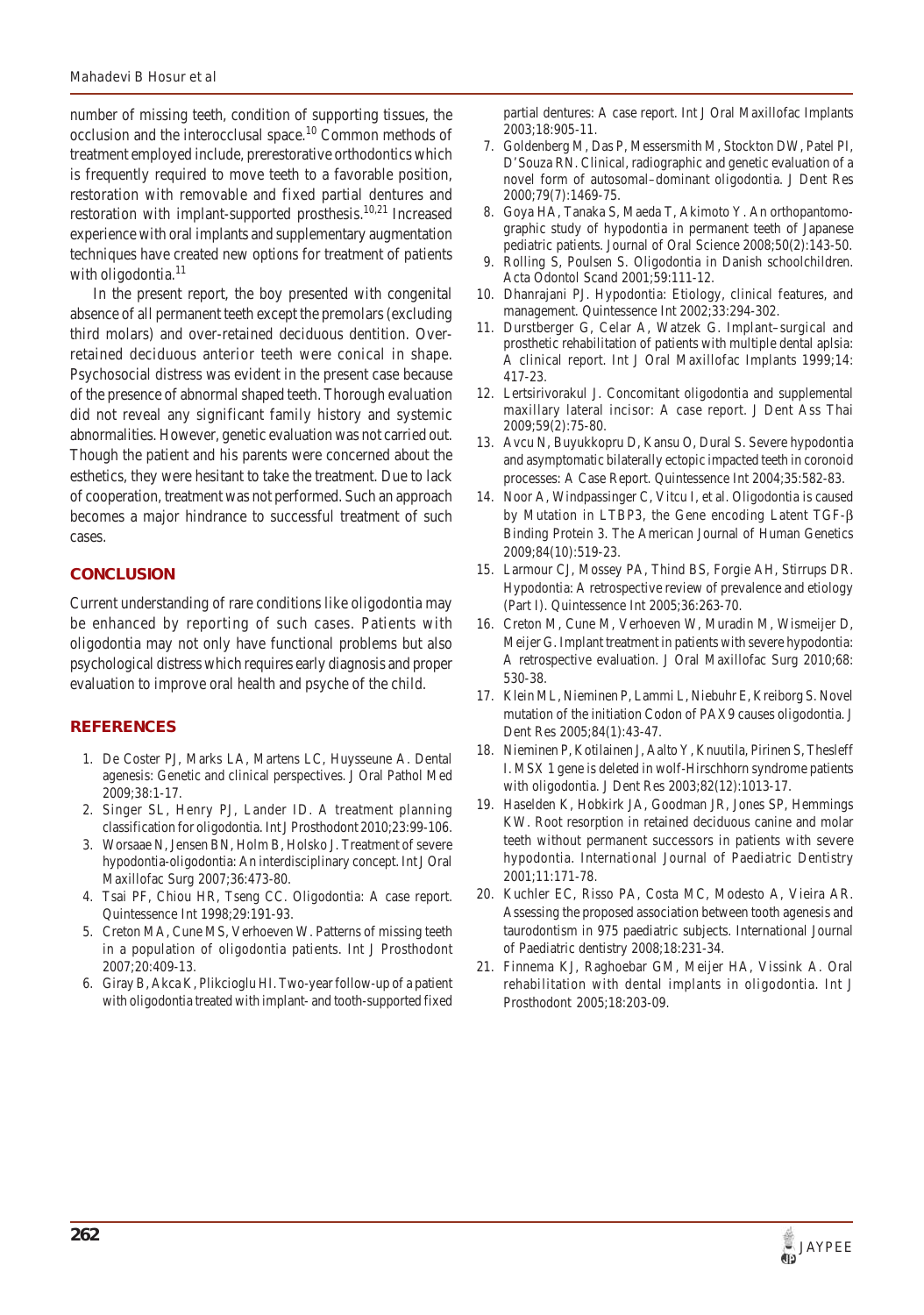number of missing teeth, condition of supporting tissues, the occlusion and the interocclusal space.[10] Common methods of treatment employed include, prerestorative orthodontics which is frequently required to move teeth to a favorable position, restoration with removable and fixed partial dentures and restoration with implant-supported prosthesis.[10,21] Increased experience with oral implants and supplementary augmentation techniques have created new options for treatment of patients with oligodontia.[11]

In the present report, the boy presented with congenital absence of all permanent teeth except the premolars (excluding third molars) and over-retained deciduous dentition. Over-retained deciduous anterior teeth were conical in shape. Psychosocial distress was evident in the present case because of the presence of abnormal shaped teeth. Thorough evaluation did not reveal any significant family history and systemic abnormalities. However, genetic evaluation was not carried out. Though the patient and his parents were concerned about the esthetics, they were hesitant to take the treatment. Due to lack of cooperation, treatment was not performed. Such an approach becomes a major hindrance to successful treatment of such cases.

## CONCLUSION

Current understanding of rare conditions like oligodontia may be enhanced by reporting of such cases. Patients with oligodontia may not only have functional problems but also psychological distress which requires early diagnosis and proper evaluation to improve oral health and psyche of the child.

## REFERENCES

1. De Coster PJ, Marks LA, Martens LC, Huysseune A. Dental agenesis: Genetic and clinical perspectives. J Oral Pathol Med 2009;38:1-17.
2. Singer SL, Henry PJ, Lander ID. A treatment planning classification for oligodontia. Int J Prosthodont 2010;23:99-106.
3. Worsaae N, Jensen BN, Holm B, Holsko J. Treatment of severe hypodontia-oligodontia: An interdisciplinary concept. Int J Oral Maxillofac Surg 2007;36:473-80.
4. Tsai PF, Chiou HR, Tseng CC. Oligodontia: A case report. Quintessence Int 1998;29:191-93.
5. Creton MA, Cune MS, Verhoeven W. Patterns of missing teeth in a population of oligodontia patients. Int J Prosthodont 2007;20:409-13.
6. Giray B, Akca K, Plikcioglu HI. Two-year follow-up of a patient with oligodontia treated with implant- and tooth-supported fixed partial dentures: A case report. Int J Oral Maxillofac Implants 2003;18:905-11.
7. Goldenberg M, Das P, Messersmith M, Stockton DW, Patel PI, D'Souza RN. Clinical, radiographic and genetic evaluation of a novel form of autosomal–dominant oligodontia. J Dent Res 2000;79(7):1469-75.
8. Goya HA, Tanaka S, Maeda T, Akimoto Y. An orthopantomographic study of hypodontia in permanent teeth of Japanese pediatric patients. Journal of Oral Science 2008;50(2):143-50.
9. Rolling S, Poulsen S. Oligodontia in Danish schoolchildren. Acta Odontol Scand 2001;59:111-12.
10. Dhanrajani PJ. Hypodontia: Etiology, clinical features, and management. Quintessence Int 2002;33:294-302.
11. Durstberger G, Celar A, Watzek G. Implant–surgical and prosthetic rehabilitation of patients with multiple dental aplsia: A clinical report. Int J Oral Maxillofac Implants 1999;14: 417-23.
12. Lertsirivorakul J. Concomitant oligodontia and supplemental maxillary lateral incisor: A case report. J Dent Ass Thai 2009;59(2):75-80.
13. Avcu N, Buyukkopru D, Kansu O, Dural S. Severe hypodontia and asymptomatic bilaterally ectopic impacted teeth in coronoid processes: A Case Report. Quintessence Int 2004;35:582-83.
14. Noor A, Windpassinger C, Vitcu I, et al. Oligodontia is caused by Mutation in LTBP3, the Gene encoding Latent TGF-β Binding Protein 3. The American Journal of Human Genetics 2009;84(10):519-23.
15. Larmour CJ, Mossey PA, Thind BS, Forgie AH, Stirrups DR. Hypodontia: A retrospective review of prevalence and etiology (Part I). Quintessence Int 2005;36:263-70.
16. Creton M, Cune M, Verhoeven W, Muradin M, Wismeijer D, Meijer G. Implant treatment in patients with severe hypodontia: A retrospective evaluation. J Oral Maxillofac Surg 2010;68: 530-38.
17. Klein ML, Nieminen P, Lammi L, Niebuhr E, Kreiborg S. Novel mutation of the initiation Codon of PAX9 causes oligodontia. J Dent Res 2005;84(1):43-47.
18. Nieminen P, Kotilainen J, Aalto Y, Knuutila, Pirinen S, Thesleff I. MSX 1 gene is deleted in wolf-Hirschhorn syndrome patients with oligodontia. J Dent Res 2003;82(12):1013-17.
19. Haselden K, Hobkirk JA, Goodman JR, Jones SP, Hemmings KW. Root resorption in retained deciduous canine and molar teeth without permanent successors in patients with severe hypodontia. International Journal of Paediatric Dentistry 2001;11:171-78.
20. Kuchler EC, Risso PA, Costa MC, Modesto A, Vieira AR. Assessing the proposed association between tooth agenesis and taurodontism in 975 paediatric subjects. International Journal of Paediatric dentistry 2008;18:231-34.
21. Finnema KJ, Raghoebar GM, Meijer HA, Vissink A. Oral rehabilitation with dental implants in oligodontia. Int J Prosthodont 2005;18:203-09.